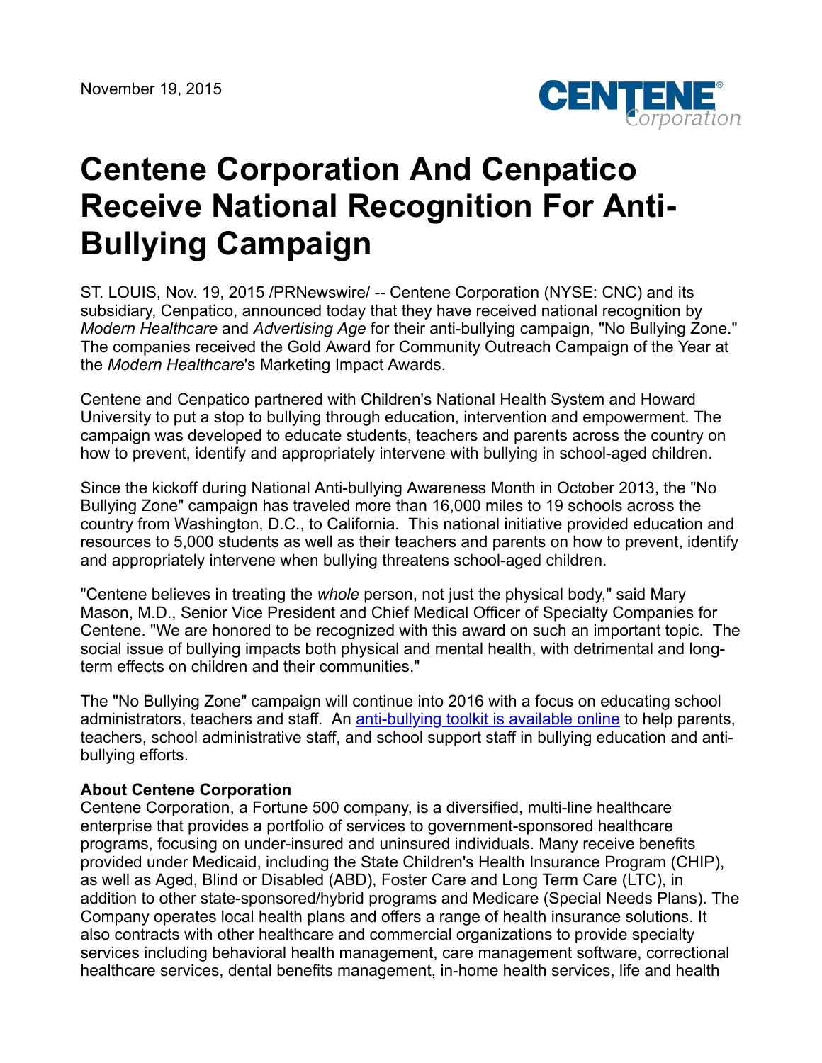November 19, 2015

# Centene Corporation And Cenpatico Receive National Recognition For Anti-Bullying Campaign

ST. LOUIS, Nov. 19, 2015 /PRNewswire/ -- Centene Corporation (NYSE: CNC) and its subsidiary, Cenpatico, announced today that they have received national recognition by *Modern Healthcare* and *Advertising Age* for their anti-bullying campaign, "No Bullying Zone." The companies received the Gold Award for Community Outreach Campaign of the Year at the *Modern Healthcare*'s Marketing Impact Awards.

Centene and Cenpatico partnered with Children's National Health System and Howard University to put a stop to bullying through education, intervention and empowerment. The campaign was developed to educate students, teachers and parents across the country on how to prevent, identify and appropriately intervene with bullying in school-aged children.

Since the kickoff during National Anti-bullying Awareness Month in October 2013, the "No Bullying Zone" campaign has traveled more than 16,000 miles to 19 schools across the country from Washington, D.C., to California. This national initiative provided education and resources to 5,000 students as well as their teachers and parents on how to prevent, identify and appropriately intervene when bullying threatens school-aged children.

"Centene believes in treating the *whole* person, not just the physical body," said Mary Mason, M.D., Senior Vice President and Chief Medical Officer of Specialty Companies for Centene. "We are honored to be recognized with this award on such an important topic. The social issue of bullying impacts both physical and mental health, with detrimental and long-term effects on children and their communities."

The "No Bullying Zone" campaign will continue into 2016 with a focus on educating school administrators, teachers and staff. An [anti-bullying toolkit is available online]() to help parents, teachers, school administrative staff, and school support staff in bullying education and anti-bullying efforts.

**About Centene Corporation**
Centene Corporation, a Fortune 500 company, is a diversified, multi-line healthcare enterprise that provides a portfolio of services to government-sponsored healthcare programs, focusing on under-insured and uninsured individuals. Many receive benefits provided under Medicaid, including the State Children's Health Insurance Program (CHIP), as well as Aged, Blind or Disabled (ABD), Foster Care and Long Term Care (LTC), in addition to other state-sponsored/hybrid programs and Medicare (Special Needs Plans). The Company operates local health plans and offers a range of health insurance solutions. It also contracts with other healthcare and commercial organizations to provide specialty services including behavioral health management, care management software, correctional healthcare services, dental benefits management, in-home health services, life and health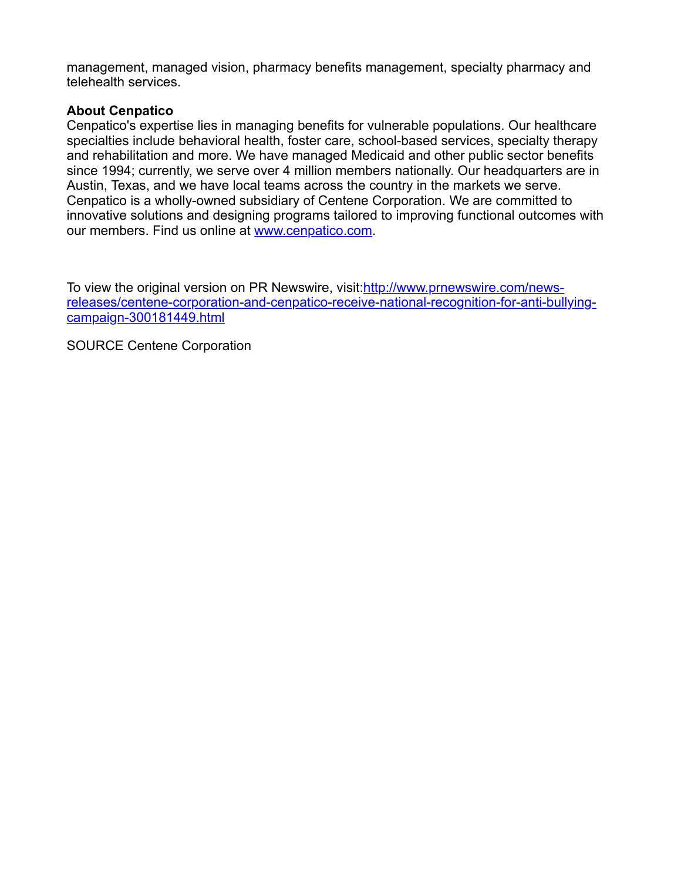management, managed vision, pharmacy benefits management, specialty pharmacy and telehealth services.

**About Cenpatico**

Cenpatico's expertise lies in managing benefits for vulnerable populations. Our healthcare specialties include behavioral health, foster care, school-based services, specialty therapy and rehabilitation and more. We have managed Medicaid and other public sector benefits since 1994; currently, we serve over 4 million members nationally. Our headquarters are in Austin, Texas, and we have local teams across the country in the markets we serve. Cenpatico is a wholly-owned subsidiary of Centene Corporation. We are committed to innovative solutions and designing programs tailored to improving functional outcomes with our members. Find us online at [www.cenpatico.com](http://www.cenpatico.com).

To view the original version on PR Newswire, visit:[http://www.prnewswire.com/news-releases/centene-corporation-and-cenpatico-receive-national-recognition-for-anti-bullying-campaign-300181449.html](http://www.prnewswire.com/news-releases/centene-corporation-and-cenpatico-receive-national-recognition-for-anti-bullying-campaign-300181449.html)

SOURCE Centene Corporation